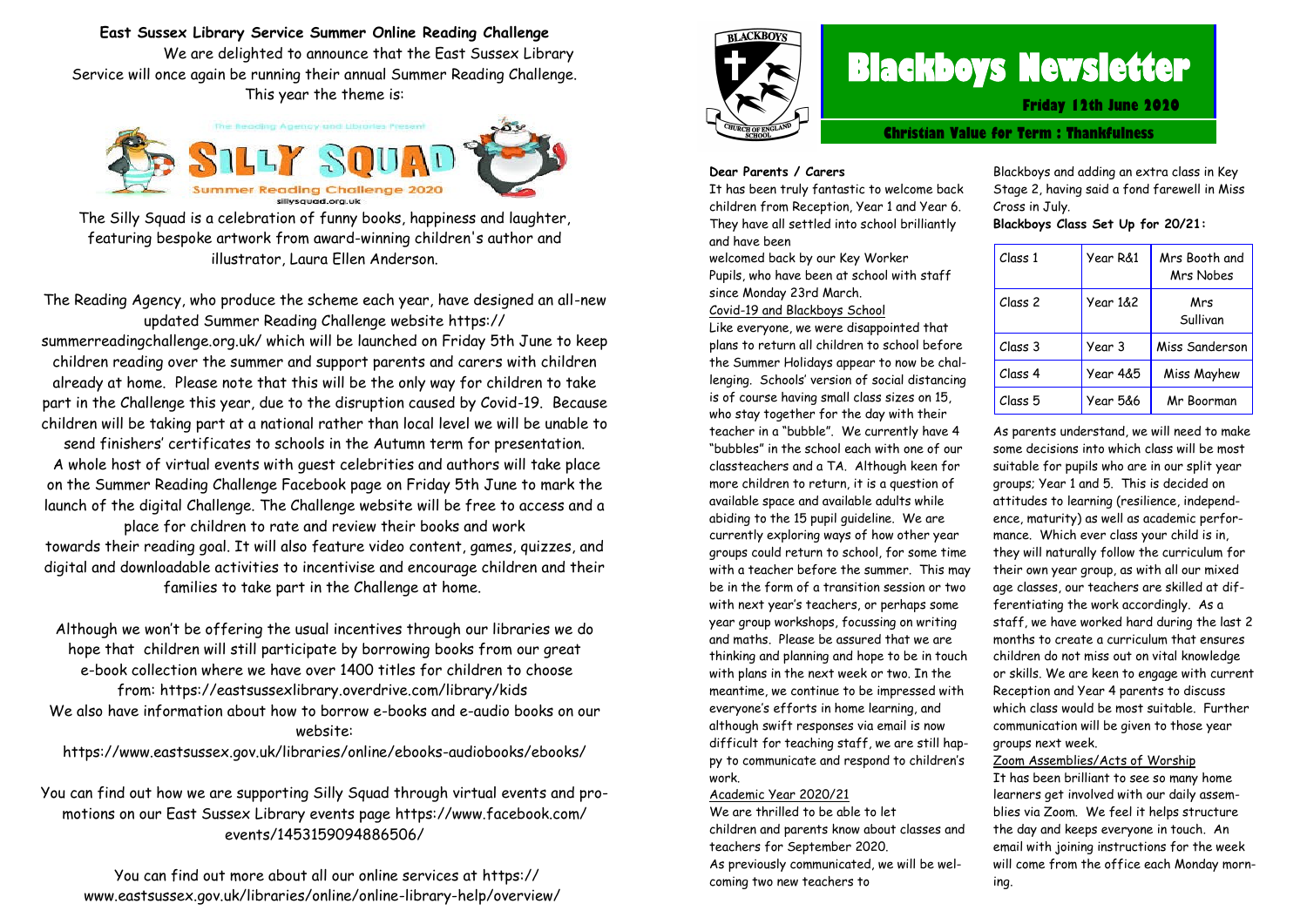# Blackboys Newsletter

**Friday 12th June 2020**

**Christian Value for Term : Thankfulness**

**Dear Parents / Carers**

It has been truly fantastic to welcome back children from Reception, Year 1 and Year 6. They have all settled into school brilliantly and have been welcomed back by our Key Worker Pupils, who have been at school with staff since Monday 23rd March.

Covid-19 and Blackboys School

Like everyone, we were disappointed that plans to return all children to school before the Summer Holidays appear to now be challenging. Schools' version of social distancing is of course having small class sizes on 15, who stay together for the day with their teacher in a "bubble". We currently have 4 "bubbles" in the school each with one of our classteachers and a TA. Although keen for more children to return, it is a question of available space and available adults while abiding to the 15 pupil guideline. We are currently exploring ways of how other year groups could return to school, for some time with a teacher before the summer. This may be in the form of a transition session or two with next year's teachers, or perhaps some year group workshops, focussing on writing and maths. Please be assured that we are thinking and planning and hope to be in touch with plans in the next week or two. In the meantime, we continue to be impressed with everyone's efforts in home learning, and although swift responses via email is now difficult for teaching staff, we are still happy to communicate and respond to children's work.

Academic Year 2020/21

We are thrilled to be able to let children and parents know about classes and teachers for September 2020.

As previously communicated, we will be welcoming two new teachers to Blackboys and adding an extra class in Key Stage 2, having said a fond farewell in Miss Cross in July.

**Blackboys Class Set Up for 20/21:**

| Class 1 | Year R&1 | Mrs Booth and Mrs Nobes |
|---|---|---|
| Class 2 | Year 1&2 | Mrs Sullivan |
| Class 3 | Year 3 | Miss Sanderson |
| Class 4 | Year 4&5 | Miss Mayhew |
| Class 5 | Year 5&6 | Mr Boorman |

As parents understand, we will need to make some decisions into which class will be most suitable for pupils who are in our split year groups; Year 1 and 5. This is decided on attitudes to learning (resilience, independence, maturity) as well as academic performance. Which ever class your child is in, they will naturally follow the curriculum for their own year group, as with all our mixed age classes, our teachers are skilled at differentiating the work accordingly. As a staff, we have worked hard during the last 2 months to create a curriculum that ensures children do not miss out on vital knowledge or skills. We are keen to engage with current Reception and Year 4 parents to discuss which class would be most suitable. Further communication will be given to those year groups next week.

Zoom Assemblies/Acts of Worship

It has been brilliant to see so many home learners get involved with our daily assemblies via Zoom. We feel it helps structure the day and keeps everyone in touch. An email with joining instructions for the week will come from the office each Monday morning.

## East Sussex Library Service Summer Online Reading Challenge

We are delighted to announce that the East Sussex Library Service will once again be running their annual Summer Reading Challenge. This year the theme is:

The Reading Agency and Libraries Present

SILLY SQUAD

Summer Reading Challenge 2020

sillysquad.org.uk

The Silly Squad is a celebration of funny books, happiness and laughter, featuring bespoke artwork from award-winning children's author and illustrator, Laura Ellen Anderson.

The Reading Agency, who produce the scheme each year, have designed an all-new updated Summer Reading Challenge website https://summerreadingchallenge.org.uk/ which will be launched on Friday 5th June to keep children reading over the summer and support parents and carers with children already at home. Please note that this will be the only way for children to take part in the Challenge this year, due to the disruption caused by Covid-19. Because children will be taking part at a national rather than local level we will be unable to send finishers' certificates to schools in the Autumn term for presentation.

A whole host of virtual events with guest celebrities and authors will take place on the Summer Reading Challenge Facebook page on Friday 5th June to mark the launch of the digital Challenge. The Challenge website will be free to access and a place for children to rate and review their books and work towards their reading goal. It will also feature video content, games, quizzes, and digital and downloadable activities to incentivise and encourage children and their families to take part in the Challenge at home.

Although we won't be offering the usual incentives through our libraries we do hope that children will still participate by borrowing books from our great e-book collection where we have over 1400 titles for children to choose from: https://eastsussexlibrary.overdrive.com/library/kids

We also have information about how to borrow e-books and e-audio books on our website:

https://www.eastsussex.gov.uk/libraries/online/ebooks-audiobooks/ebooks/

You can find out how we are supporting Silly Squad through virtual events and promotions on our East Sussex Library events page https://www.facebook.com/events/1453159094886506/

You can find out more about all our online services at https://www.eastsussex.gov.uk/libraries/online/online-library-help/overview/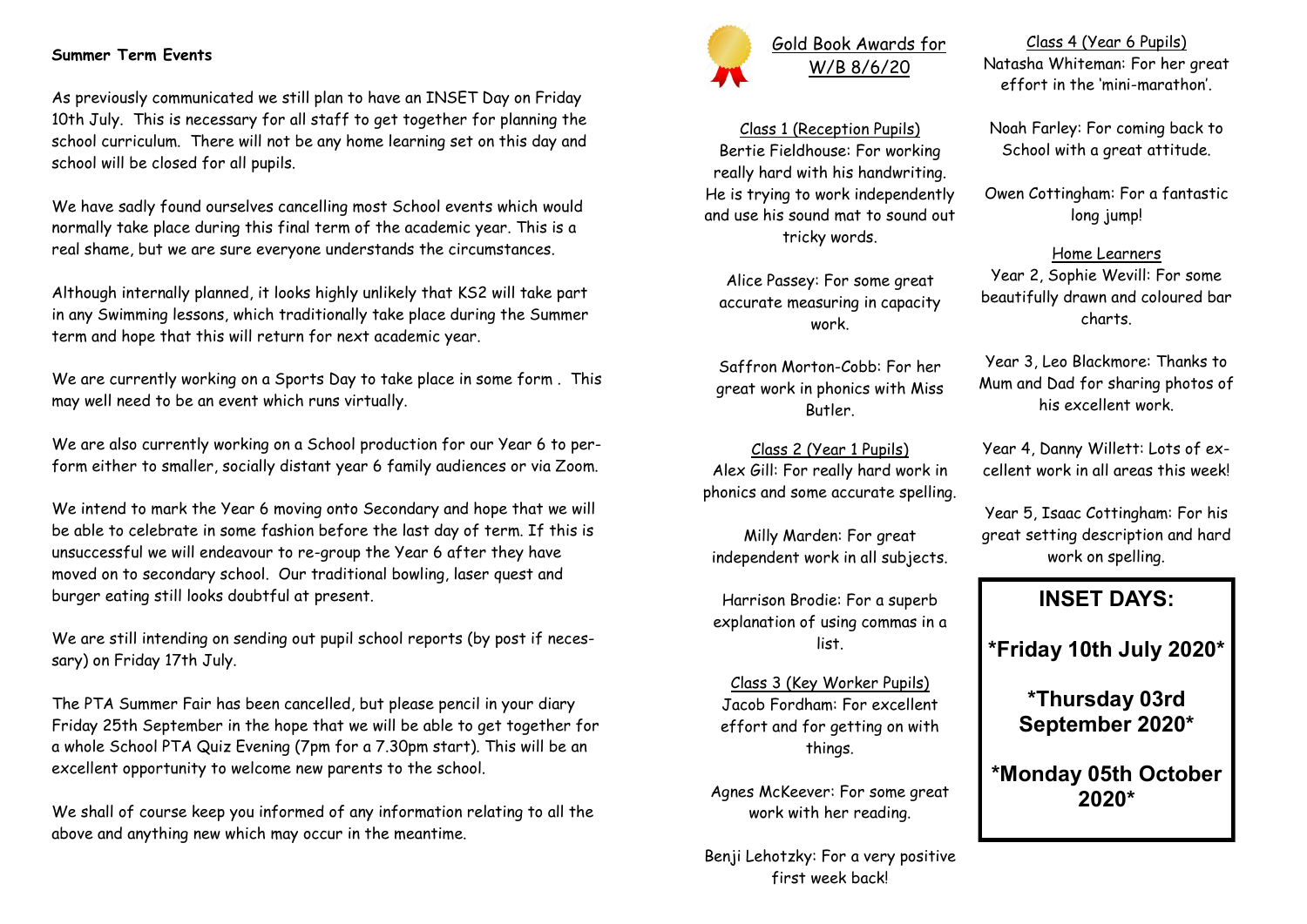**Summer Term Events**

As previously communicated we still plan to have an INSET Day on Friday 10th July. This is necessary for all staff to get together for planning the school curriculum. There will not be any home learning set on this day and school will be closed for all pupils.

We have sadly found ourselves cancelling most School events which would normally take place during this final term of the academic year. This is a real shame, but we are sure everyone understands the circumstances.

Although internally planned, it looks highly unlikely that KS2 will take part in any Swimming lessons, which traditionally take place during the Summer term and hope that this will return for next academic year.

We are currently working on a Sports Day to take place in some form . This may well need to be an event which runs virtually.

We are also currently working on a School production for our Year 6 to perform either to smaller, socially distant year 6 family audiences or via Zoom.

We intend to mark the Year 6 moving onto Secondary and hope that we will be able to celebrate in some fashion before the last day of term. If this is unsuccessful we will endeavour to re-group the Year 6 after they have moved on to secondary school. Our traditional bowling, laser quest and burger eating still looks doubtful at present.

We are still intending on sending out pupil school reports (by post if necessary) on Friday 17th July.

The PTA Summer Fair has been cancelled, but please pencil in your diary Friday 25th September in the hope that we will be able to get together for a whole School PTA Quiz Evening (7pm for a 7.30pm start). This will be an excellent opportunity to welcome new parents to the school.

We shall of course keep you informed of any information relating to all the above and anything new which may occur in the meantime.

## Gold Book Awards for W/B 8/6/20

Class 1 (Reception Pupils)
Bertie Fieldhouse: For working really hard with his handwriting. He is trying to work independently and use his sound mat to sound out tricky words.

Alice Passey: For some great accurate measuring in capacity work.

Saffron Morton-Cobb: For her great work in phonics with Miss Butler.

Class 2 (Year 1 Pupils)
Alex Gill: For really hard work in phonics and some accurate spelling.

Milly Marden: For great independent work in all subjects.

Harrison Brodie: For a superb explanation of using commas in a list.

Class 3 (Key Worker Pupils)
Jacob Fordham: For excellent effort and for getting on with things.

Agnes McKeever: For some great work with her reading.

Benji Lehotzky: For a very positive first week back!

Class 4 (Year 6 Pupils)
Natasha Whiteman: For her great effort in the 'mini-marathon'.

Noah Farley: For coming back to School with a great attitude.

Owen Cottingham: For a fantastic long jump!

Home Learners
Year 2, Sophie Wevill: For some beautifully drawn and coloured bar charts.

Year 3, Leo Blackmore: Thanks to Mum and Dad for sharing photos of his excellent work.

Year 4, Danny Willett: Lots of excellent work in all areas this week!

Year 5, Isaac Cottingham: For his great setting description and hard work on spelling.

## INSET DAYS:

**\*Friday 10th July 2020\***

**\*Thursday 03rd September 2020\***

**\*Monday 05th October 2020\***